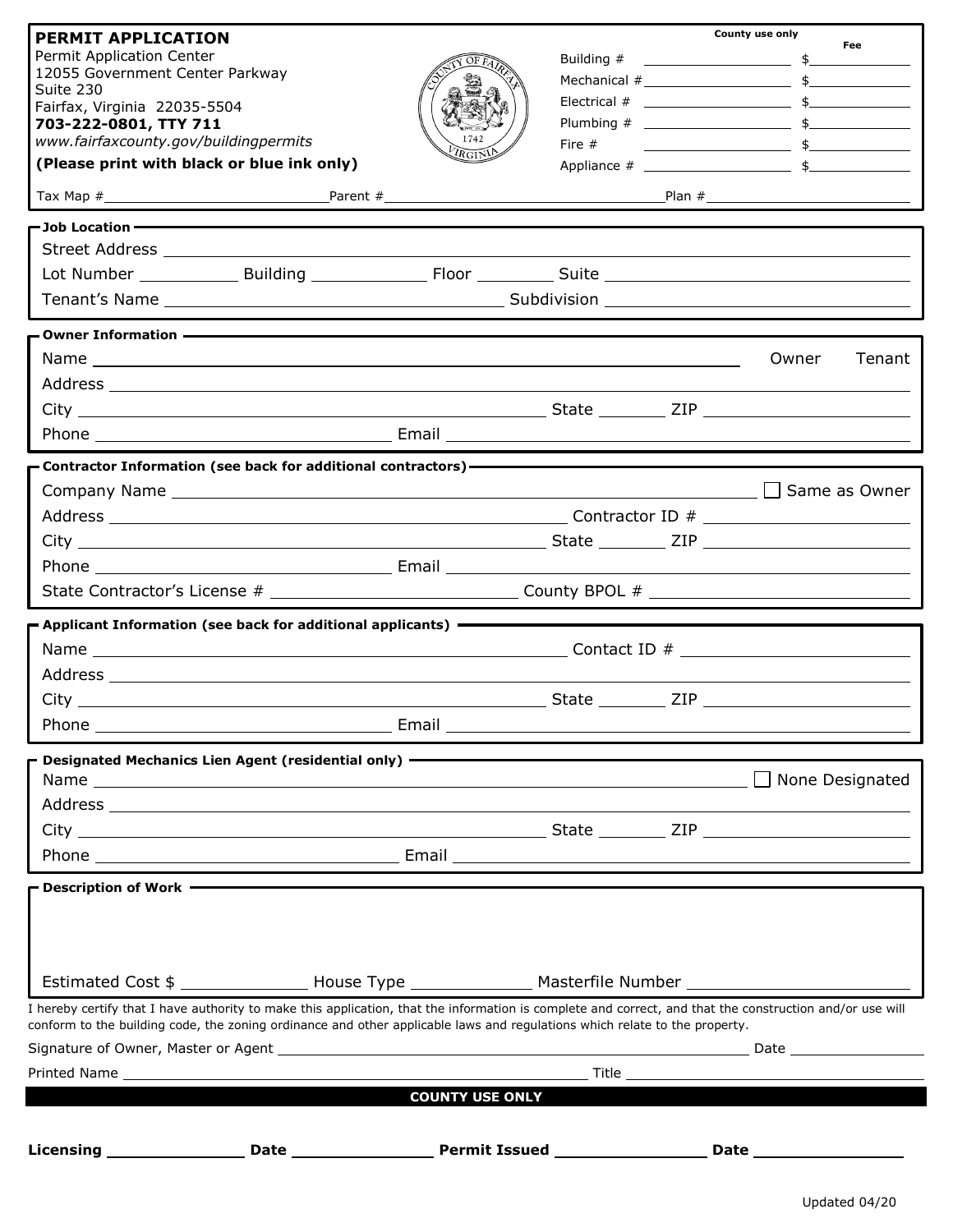# PERMIT APPLICATION

Permit Application Center
12055 Government Center Parkway
Suite 230
Fairfax, Virginia 22035-5504
**703-222-0801, TTY 711**
*www.fairfaxcounty.gov/buildingpermits*

**(Please print with black or blue ink only)**

**County use only**

| | | **Fee** |
|---|---|---|
| Building # | | $ |
| Mechanical # | | $ |
| Electrical # | | $ |
| Plumbing # | | $ |
| Fire # | | $ |
| Appliance # | | $ |

Tax Map # \_\_\_\_\_\_\_\_ Parent # \_\_\_\_\_\_\_\_ Plan # \_\_\_\_\_\_\_\_

## Job Location

Street Address \_\_\_\_\_\_\_\_

Lot Number \_\_\_\_\_\_ Building \_\_\_\_\_\_ Floor \_\_\_\_\_\_ Suite \_\_\_\_\_\_

Tenant's Name \_\_\_\_\_\_\_\_ Subdivision \_\_\_\_\_\_\_\_

## Owner Information

Name \_\_\_\_\_\_\_\_ Owner Tenant

Address \_\_\_\_\_\_\_\_

City \_\_\_\_\_\_\_\_ State \_\_\_\_\_\_ ZIP \_\_\_\_\_\_

Phone \_\_\_\_\_\_\_\_ Email \_\_\_\_\_\_\_\_

## Contractor Information (see back for additional contractors)

Company Name \_\_\_\_\_\_\_\_ ☐ Same as Owner

Address \_\_\_\_\_\_\_\_ Contractor ID # \_\_\_\_\_\_\_\_

City \_\_\_\_\_\_\_\_ State \_\_\_\_\_\_ ZIP \_\_\_\_\_\_

Phone \_\_\_\_\_\_\_\_ Email \_\_\_\_\_\_\_\_

State Contractor's License # \_\_\_\_\_\_\_\_ County BPOL # \_\_\_\_\_\_\_\_

## Applicant Information (see back for additional applicants)

Name \_\_\_\_\_\_\_\_ Contact ID # \_\_\_\_\_\_\_\_

Address \_\_\_\_\_\_\_\_

City \_\_\_\_\_\_\_\_ State \_\_\_\_\_\_ ZIP \_\_\_\_\_\_

Phone \_\_\_\_\_\_\_\_ Email \_\_\_\_\_\_\_\_

## Designated Mechanics Lien Agent (residential only)

Name \_\_\_\_\_\_\_\_ ☐ None Designated

Address \_\_\_\_\_\_\_\_

City \_\_\_\_\_\_\_\_ State \_\_\_\_\_\_ ZIP \_\_\_\_\_\_

Phone \_\_\_\_\_\_\_\_ Email \_\_\_\_\_\_\_\_

## Description of Work

Estimated Cost $ \_\_\_\_\_\_ House Type \_\_\_\_\_\_ Masterfile Number \_\_\_\_\_\_

I hereby certify that I have authority to make this application, that the information is complete and correct, and that the construction and/or use will conform to the building code, the zoning ordinance and other applicable laws and regulations which relate to the property.

Signature of Owner, Master or Agent \_\_\_\_\_\_\_\_ Date \_\_\_\_\_\_

Printed Name \_\_\_\_\_\_\_\_ Title \_\_\_\_\_\_\_\_

**COUNTY USE ONLY**

**Licensing** \_\_\_\_\_\_ **Date** \_\_\_\_\_\_ **Permit Issued** \_\_\_\_\_\_ **Date** \_\_\_\_\_\_

Updated 04/20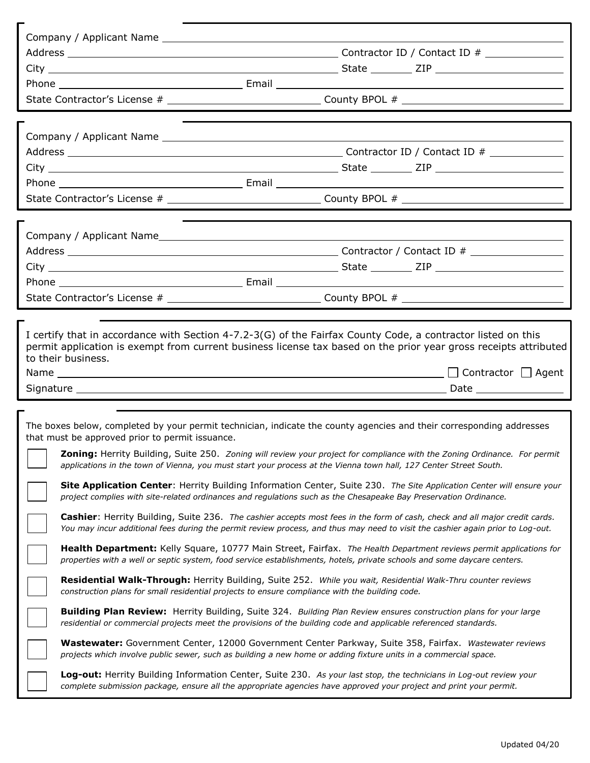Company / Applicant Name ____________________________________________

Address ______________________________ Contractor ID / Contact # ____________

City ______________________________ State _______ ZIP ______________

Phone ____________________ Email ______________________________

State Contractor's License # ____________________ County BPOL # ____________________

---

Company / Applicant Name ____________________________________________

Address ______________________________ Contractor ID / Contact ID # ____________

City ______________________________ State _______ ZIP ______________

Phone ____________________ Email ______________________________

State Contractor's License # ____________________ County BPOL # ____________________

---

Company / Applicant Name ____________________________________________

Address ______________________________ Contractor ID / Contact ID # ____________

City ______________________________ State _______ ZIP ______________

Phone ____________________ Email ______________________________

State Contractor's License # ____________________ County BPOL # ____________________

---

Company / Applicant Name ____________________________________________

Address ______________________________ Contractor / Contact ID # ____________

City ______________________________ State _______ ZIP ______________

Phone ____________________ Email ______________________________

State Contractor's License # ____________________ County BPOL # ____________________

---

I certify that in accordance with Section 4-7.2-3(G) of the Fairfax County Code, a contractor listed on this permit application is exempt from current business license tax based on the prior year gross receipts attributed to their business.

Name ______________________________________________ ☐ Contractor ☐ Agent

Signature ______________________________________________ Date ______________

---

The boxes below, completed by your permit technician, indicate the county agencies and their corresponding addresses that must be approved prior to permit issuance.

☐ **Zoning:** Herrity Building, Suite 250. *Zoning will review your project for compliance with the Zoning Ordinance. For permit applications in the town of Vienna, you must start your process at the Vienna town hall, 127 Center Street South.*

☐ **Site Application Center**: Herrity Building Information Center, Suite 230. *The Site Application Center will ensure your project complies with site-related ordinances and regulations such as the Chesapeake Bay Preservation Ordinance.*

☐ **Cashier**: Herrity Building, Suite 236. *The cashier accepts most fees in the form of cash, check and all major credit cards. You may incur additional fees during the permit review process, and thus may need to visit the cashier again prior to Log-out.*

☐ **Health Department:** Kelly Square, 10777 Main Street, Fairfax. *The Health Department reviews permit applications for properties with a well or septic system, food service establishments, hotels, private schools and some daycare centers.*

☐ **Residential Walk-Through:** Herrity Building, Suite 252. *While you wait, Residential Walk-Thru counter reviews construction plans for small residential projects to ensure compliance with the building code.*

☐ **Building Plan Review:** Herrity Building, Suite 324. *Building Plan Review ensures construction plans for your large residential or commercial projects meet the provisions of the building code and applicable referenced standards.*

☐ **Wastewater:** Government Center, 12000 Government Center Parkway, Suite 358, Fairfax. *Wastewater reviews projects which involve public sewer, such as building a new home or adding fixture units in a commercial space.*

☐ **Log-out:** Herrity Building Information Center, Suite 230. *As your last stop, the technicians in Log-out review your complete submission package, ensure all the appropriate agencies have approved your project and print your permit.*

Updated 04/20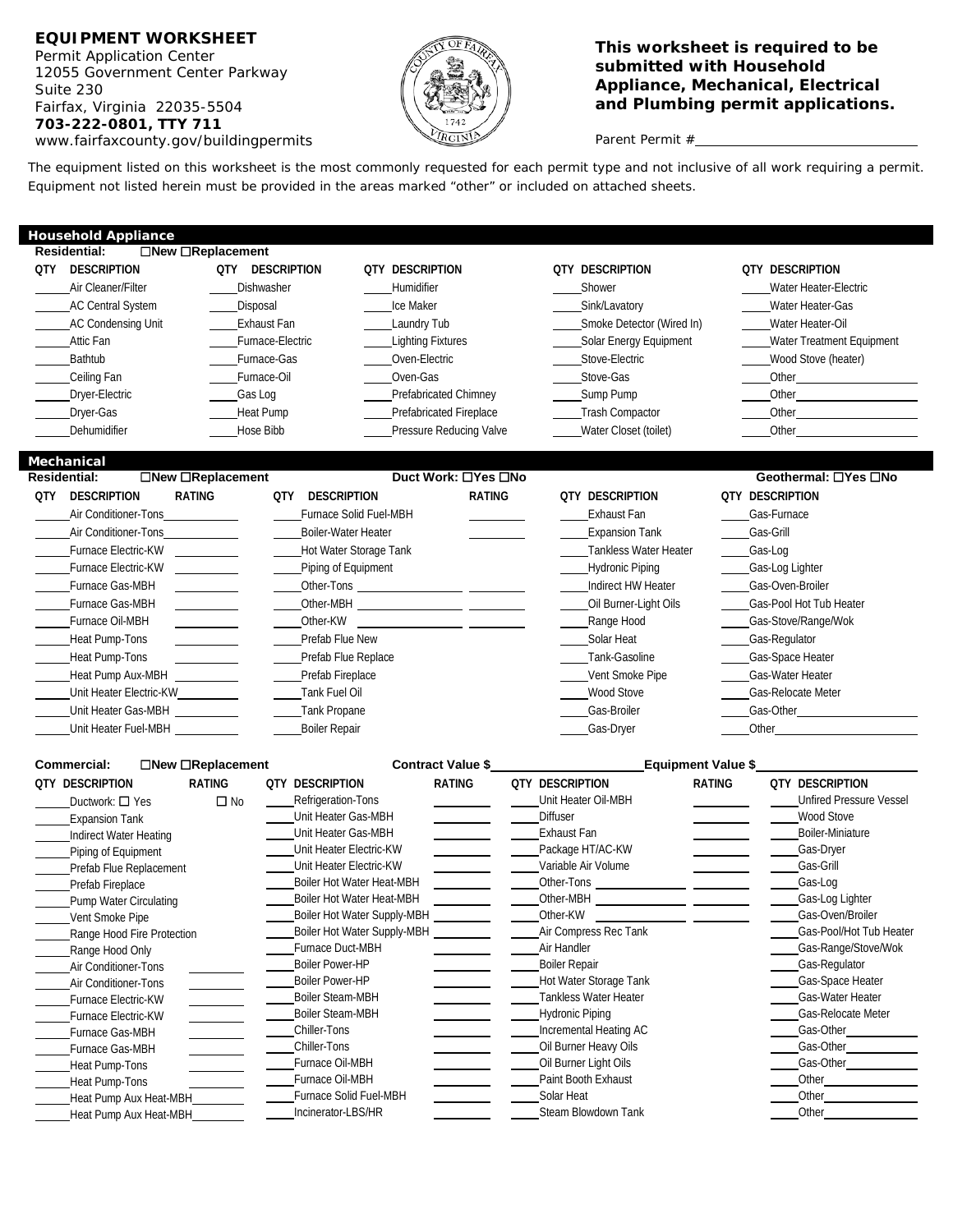**EQUIPMENT WORKSHEET**
Permit Application Center
12055 Government Center Parkway
Suite 230
Fairfax, Virginia 22035-5504
**703-222-0801, TTY 711**
www.fairfaxcounty.gov/buildingpermits

**This worksheet is required to be submitted with Household Appliance, Mechanical, Electrical and Plumbing permit applications.**

Parent Permit # ______________________

*The equipment listed on this worksheet is the most commonly requested for each permit type and not inclusive of all work requiring a permit. Equipment not listed herein must be provided in the areas marked "other" or included on attached sheets.*

## Household Appliance

**Residential:** ☐New ☐Replacement

| QTY | DESCRIPTION | QTY | DESCRIPTION | QTY | DESCRIPTION | QTY | DESCRIPTION | QTY | DESCRIPTION |
|---|---|---|---|---|---|---|---|---|---|
| ___ | Air Cleaner/Filter | ___ | Dishwasher | ___ | Humidifier | ___ | Shower | ___ | Water Heater-Electric |
| ___ | AC Central System | ___ | Disposal | ___ | Ice Maker | ___ | Sink/Lavatory | ___ | Water Heater-Gas |
| ___ | AC Condensing Unit | ___ | Exhaust Fan | ___ | Laundry Tub | ___ | Smoke Detector (Wired In) | ___ | Water Heater-Oil |
| ___ | Attic Fan | ___ | Furnace-Electric | ___ | Lighting Fixtures | ___ | Solar Energy Equipment | ___ | Water Treatment Equipment |
| ___ | Bathtub | ___ | Furnace-Gas | ___ | Oven-Electric | ___ | Stove-Electric | ___ | Wood Stove (heater) |
| ___ | Ceiling Fan | ___ | Furnace-Oil | ___ | Oven-Gas | ___ | Stove-Gas | ___ | Other______ |
| ___ | Dryer-Electric | ___ | Gas Log | ___ | Prefabricated Chimney | ___ | Sump Pump | ___ | Other______ |
| ___ | Dryer-Gas | ___ | Heat Pump | ___ | Prefabricated Fireplace | ___ | Trash Compactor | ___ | Other______ |
| ___ | Dehumidifier | ___ | Hose Bibb | ___ | Pressure Reducing Valve | ___ | Water Closet (toilet) | ___ | Other______ |

## Mechanical

**Residential:** ☐New ☐Replacement    **Duct Work:** ☐Yes ☐No    **Geothermal:** ☐Yes ☐No

| QTY | DESCRIPTION | RATING | QTY | DESCRIPTION | RATING | QTY | DESCRIPTION | QTY | DESCRIPTION |
|---|---|---|---|---|---|---|---|---|---|
| ___ | Air Conditioner-Tons | ___ | ___ | Furnace Solid Fuel-MBH | ___ | ___ | Exhaust Fan | ___ | Gas-Furnace |
| ___ | Air Conditioner-Tons | ___ | ___ | Boiler-Water Heater | ___ | ___ | Expansion Tank | ___ | Gas-Grill |
| ___ | Furnace Electric-KW | ___ | ___ | Hot Water Storage Tank | | ___ | Tankless Water Heater | ___ | Gas-Log |
| ___ | Furnace Electric-KW | ___ | ___ | Piping of Equipment | | ___ | Hydronic Piping | ___ | Gas-Log Lighter |
| ___ | Furnace Gas-MBH | ___ | ___ | Other-Tons ______ | ___ | ___ | Indirect HW Heater | ___ | Gas-Oven-Broiler |
| ___ | Furnace Gas-MBH | ___ | ___ | Other-MBH ______ | ___ | ___ | Oil Burner-Light Oils | ___ | Gas-Pool Hot Tub Heater |
| ___ | Furnace Oil-MBH | ___ | ___ | Other-KW ______ | ___ | ___ | Range Hood | ___ | Gas-Stove/Range/Wok |
| ___ | Heat Pump-Tons | ___ | ___ | Prefab Flue New | | ___ | Solar Heat | ___ | Gas-Regulator |
| ___ | Heat Pump-Tons | ___ | ___ | Prefab Flue Replace | | ___ | Tank-Gasoline | ___ | Gas-Space Heater |
| ___ | Heat Pump Aux-MBH | ___ | ___ | Prefab Fireplace | | ___ | Vent Smoke Pipe | ___ | Gas-Water Heater |
| ___ | Unit Heater Electric-KW | ___ | ___ | Tank Fuel Oil | | ___ | Wood Stove | ___ | Gas-Relocate Meter |
| ___ | Unit Heater Gas-MBH | ___ | ___ | Tank Propane | | ___ | Gas-Broiler | ___ | Gas-Other______ |
| ___ | Unit Heater Fuel-MBH | ___ | ___ | Boiler Repair | | ___ | Gas-Dryer | ___ | Other______ |

**Commercial:** ☐New ☐Replacement    **Contract Value $**______________    **Equipment Value $**______________

| QTY | DESCRIPTION | RATING | QTY | DESCRIPTION | RATING | QTY | DESCRIPTION | RATING | QTY | DESCRIPTION |
|---|---|---|---|---|---|---|---|---|---|---|
| ___ | Ductwork: ☐ Yes | ☐ No | ___ | Refrigeration-Tons | ___ | ___ | Unit Heater Oil-MBH | ___ | ___ | Unfired Pressure Vessel |
| ___ | Expansion Tank | | ___ | Unit Heater Gas-MBH | ___ | ___ | Diffuser | ___ | ___ | Wood Stove |
| ___ | Indirect Water Heating | | ___ | Unit Heater Gas-MBH | ___ | ___ | Exhaust Fan | ___ | ___ | Boiler-Miniature |
| ___ | Piping of Equipment | | ___ | Unit Heater Electric-KW | ___ | ___ | Package HT/AC-KW | ___ | ___ | Gas-Dryer |
| ___ | Prefab Flue Replacement | | ___ | Unit Heater Electric-KW | ___ | ___ | Variable Air Volume | ___ | ___ | Gas-Grill |
| ___ | Prefab Fireplace | | ___ | Boiler Hot Water Heat-MBH | ___ | ___ | Other-Tons ______ | ___ | ___ | Gas-Log |
| ___ | Pump Water Circulating | | ___ | Boiler Hot Water Heat-MBH | ___ | ___ | Other-MBH ______ | ___ | ___ | Gas-Log Lighter |
| ___ | Vent Smoke Pipe | | ___ | Boiler Hot Water Supply-MBH | ___ | ___ | Other-KW ______ | ___ | ___ | Gas-Oven/Broiler |
| ___ | Range Hood Fire Protection | | ___ | Boiler Hot Water Supply-MBH | ___ | ___ | Air Compress Rec Tank | | ___ | Gas-Pool/Hot Tub Heater |
| ___ | Range Hood Only | | ___ | Furnace Duct-MBH | ___ | ___ | Air Handler | | ___ | Gas-Range/Stove/Wok |
| ___ | Air Conditioner-Tons | ___ | ___ | Boiler Power-HP | ___ | ___ | Boiler Repair | | ___ | Gas-Regulator |
| ___ | Air Conditioner-Tons | ___ | ___ | Boiler Power-HP | ___ | ___ | Hot Water Storage Tank | | ___ | Gas-Space Heater |
| ___ | Furnace Electric-KW | ___ | ___ | Boiler Steam-MBH | ___ | ___ | Tankless Water Heater | | ___ | Gas-Water Heater |
| ___ | Furnace Electric-KW | ___ | ___ | Boiler Steam-MBH | ___ | ___ | Hydronic Piping | | ___ | Gas-Relocate Meter |
| ___ | Furnace Gas-MBH | ___ | ___ | Chiller-Tons | ___ | ___ | Incremental Heating AC | | ___ | Gas-Other______ |
| ___ | Furnace Gas-MBH | ___ | ___ | Chiller-Tons | ___ | ___ | Oil Burner Heavy Oils | | ___ | Gas-Other______ |
| ___ | Heat Pump-Tons | ___ | ___ | Furnace Oil-MBH | ___ | ___ | Oil Burner Light Oils | | ___ | Gas-Other______ |
| ___ | Heat Pump-Tons | ___ | ___ | Furnace Oil-MBH | ___ | ___ | Paint Booth Exhaust | | ___ | Other______ |
| ___ | Heat Pump Aux Heat-MBH | ___ | ___ | Furnace Solid Fuel-MBH | ___ | ___ | Solar Heat | | ___ | Other______ |
| ___ | Heat Pump Aux Heat-MBH | ___ | ___ | Incinerator-LBS/HR | ___ | ___ | Steam Blowdown Tank | | ___ | Other______ |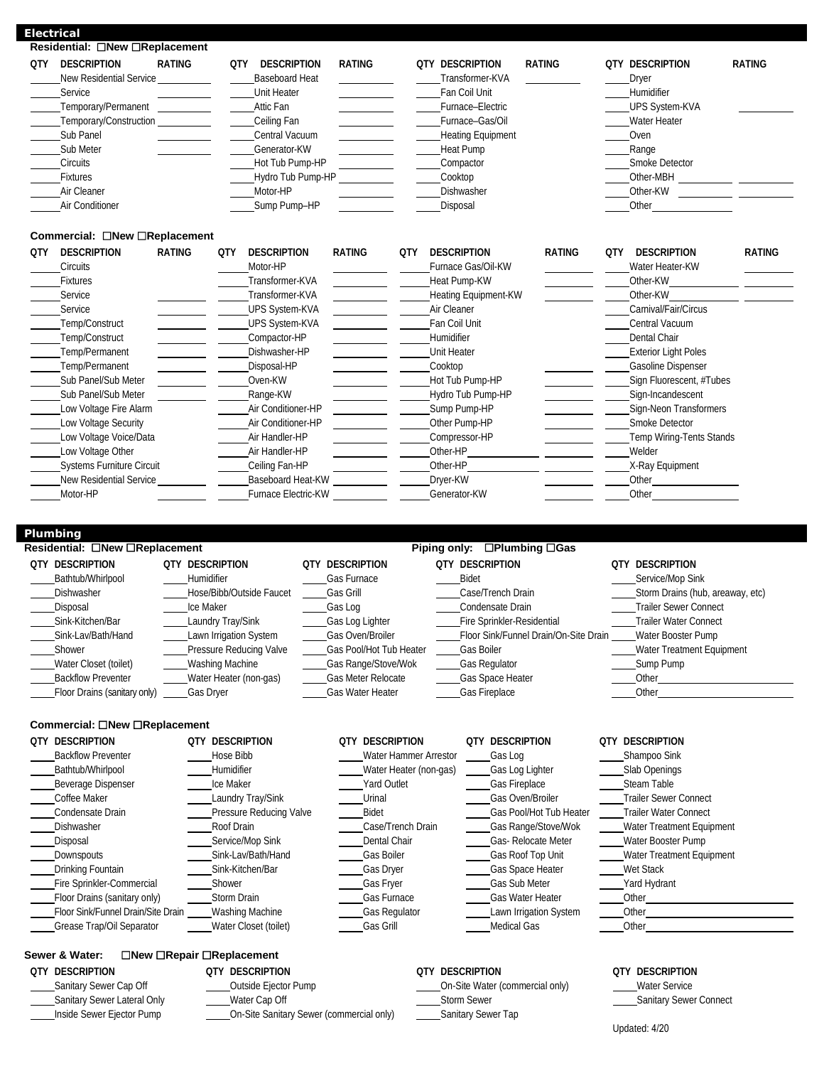## Electrical

**Residential: ☐New ☐Replacement**

| QTY | DESCRIPTION | RATING | QTY | DESCRIPTION | RATING | QTY | DESCRIPTION | RATING | QTY | DESCRIPTION | RATING |
|---|---|---|---|---|---|---|---|---|---|---|---|
| | New Residential Service | | | Baseboard Heat | | | Transformer-KVA | | | Dryer | |
| | Service | | | Unit Heater | | | Fan Coil Unit | | | Humidifier | |
| | Temporary/Permanent | | | Attic Fan | | | Furnace–Electric | | | UPS System-KVA | |
| | Temporary/Construction | | | Ceiling Fan | | | Furnace–Gas/Oil | | | Water Heater | |
| | Sub Panel | | | Central Vacuum | | | Heating Equipment | | | Oven | |
| | Sub Meter | | | Generator-KW | | | Heat Pump | | | Range | |
| | Circuits | | | Hot Tub Pump-HP | | | Compactor | | | Smoke Detector | |
| | Fixtures | | | Hydro Tub Pump-HP | | | Cooktop | | | Other-MBH | |
| | Air Cleaner | | | Motor-HP | | | Dishwasher | | | Other-KW | |
| | Air Conditioner | | | Sump Pump–HP | | | Disposal | | | Other | |

**Commercial: ☐New ☐Replacement**

| QTY | DESCRIPTION | RATING | QTY | DESCRIPTION | RATING | QTY | DESCRIPTION | RATING | QTY | DESCRIPTION | RATING |
|---|---|---|---|---|---|---|---|---|---|---|---|
| | Circuits | | | Motor-HP | | | Furnace Gas/Oil-KW | | | Water Heater-KW | |
| | Fixtures | | | Transformer-KVA | | | Heat Pump-KW | | | Other-KW | |
| | Service | | | Transformer-KVA | | | Heating Equipment-KW | | | Other-KW | |
| | Service | | | UPS System-KVA | | | Air Cleaner | | | Carnival/Fair/Circus | |
| | Temp/Construct | | | UPS System-KVA | | | Fan Coil Unit | | | Central Vacuum | |
| | Temp/Construct | | | Compactor-HP | | | Humidifier | | | Dental Chair | |
| | Temp/Permanent | | | Dishwasher-HP | | | Unit Heater | | | Exterior Light Poles | |
| | Temp/Permanent | | | Disposal-HP | | | Cooktop | | | Gasoline Dispenser | |
| | Sub Panel/Sub Meter | | | Oven-KW | | | Hot Tub Pump-HP | | | Sign Fluorescent, #Tubes | |
| | Sub Panel/Sub Meter | | | Range-KW | | | Hydro Tub Pump-HP | | | Sign-Incandescent | |
| | Low Voltage Fire Alarm | | | Air Conditioner-HP | | | Sump Pump-HP | | | Sign-Neon Transformers | |
| | Low Voltage Security | | | Air Conditioner-HP | | | Other Pump-HP | | | Smoke Detector | |
| | Low Voltage Voice/Data | | | Air Handler-HP | | | Compressor-HP | | | Temp Wiring-Tents Stands | |
| | Low Voltage Other | | | Air Handler-HP | | | Other-HP | | | Welder | |
| | Systems Furniture Circuit | | | Ceiling Fan-HP | | | Other-HP | | | X-Ray Equipment | |
| | New Residential Service | | | Baseboard Heat-KW | | | Dryer-KW | | | Other | |
| | Motor-HP | | | Furnace Electric-KW | | | Generator-KW | | | Other | |

## Plumbing

**Residential: ☐New ☐Replacement** — **Piping only: ☐Plumbing ☐Gas**

| QTY | DESCRIPTION | QTY | DESCRIPTION | QTY | DESCRIPTION | QTY | DESCRIPTION | QTY | DESCRIPTION |
|---|---|---|---|---|---|---|---|---|---|
| | Bathtub/Whirlpool | | Humidifier | | Gas Furnace | | Bidet | | Service/Mop Sink |
| | Dishwasher | | Hose/Bibb/Outside Faucet | | Gas Grill | | Case/Trench Drain | | Storm Drains (hub, areaway, etc) |
| | Disposal | | Ice Maker | | Gas Log | | Condensate Drain | | Trailer Sewer Connect |
| | Sink-Kitchen/Bar | | Laundry Tray/Sink | | Gas Log Lighter | | Fire Sprinkler-Residential | | Trailer Water Connect |
| | Sink-Lav/Bath/Hand | | Lawn Irrigation System | | Gas Oven/Broiler | | Floor Sink/Funnel Drain/On-Site Drain | | Water Booster Pump |
| | Shower | | Pressure Reducing Valve | | Gas Pool/Hot Tub Heater | | Gas Boiler | | Water Treatment Equipment |
| | Water Closet (toilet) | | Washing Machine | | Gas Range/Stove/Wok | | Gas Regulator | | Sump Pump |
| | Backflow Preventer | | Water Heater (non-gas) | | Gas Meter Relocate | | Gas Space Heater | | Other |
| | Floor Drains (sanitary only) | | Gas Dryer | | Gas Water Heater | | Gas Fireplace | | Other |

**Commercial: ☐New ☐Replacement**

| QTY | DESCRIPTION | QTY | DESCRIPTION | QTY | DESCRIPTION | QTY | DESCRIPTION | QTY | DESCRIPTION |
|---|---|---|---|---|---|---|---|---|---|
| | Backflow Preventer | | Hose Bibb | | Water Hammer Arrestor | | Gas Log | | Shampoo Sink |
| | Bathtub/Whirlpool | | Humidifier | | Water Heater (non-gas) | | Gas Log Lighter | | Slab Openings |
| | Beverage Dispenser | | Ice Maker | | Yard Outlet | | Gas Fireplace | | Steam Table |
| | Coffee Maker | | Laundry Tray/Sink | | Urinal | | Gas Oven/Broiler | | Trailer Sewer Connect |
| | Condensate Drain | | Pressure Reducing Valve | | Bidet | | Gas Pool/Hot Tub Heater | | Trailer Water Connect |
| | Dishwasher | | Roof Drain | | Case/Trench Drain | | Gas Range/Stove/Wok | | Water Treatment Equipment |
| | Disposal | | Service/Mop Sink | | Dental Chair | | Gas- Relocate Meter | | Water Booster Pump |
| | Downspouts | | Sink-Lav/Bath/Hand | | Gas Boiler | | Gas Roof Top Unit | | Water Treatment Equipment |
| | Drinking Fountain | | Sink-Kitchen/Bar | | Gas Dryer | | Gas Space Heater | | Wet Stack |
| | Fire Sprinkler-Commercial | | Shower | | Gas Fryer | | Gas Sub Meter | | Yard Hydrant |
| | Floor Drains (sanitary only) | | Storm Drain | | Gas Furnace | | Gas Water Heater | | Other |
| | Floor Sink/Funnel Drain/Site Drain | | Washing Machine | | Gas Regulator | | Lawn Irrigation System | | Other |
| | Grease Trap/Oil Separator | | Water Closet (toilet) | | Gas Grill | | Medical Gas | | Other |

**Sewer & Water: ☐New ☐Repair ☐Replacement**

| QTY | DESCRIPTION | QTY | DESCRIPTION | QTY | DESCRIPTION | QTY | DESCRIPTION |
|---|---|---|---|---|---|---|---|
| | Sanitary Sewer Cap Off | | Outside Ejector Pump | | On-Site Water (commercial only) | | Water Service |
| | Sanitary Sewer Lateral Only | | Water Cap Off | | Storm Sewer | | Sanitary Sewer Connect |
| | Inside Sewer Ejector Pump | | On-Site Sanitary Sewer (commercial only) | | Sanitary Sewer Tap | | |

Updated: 4/20